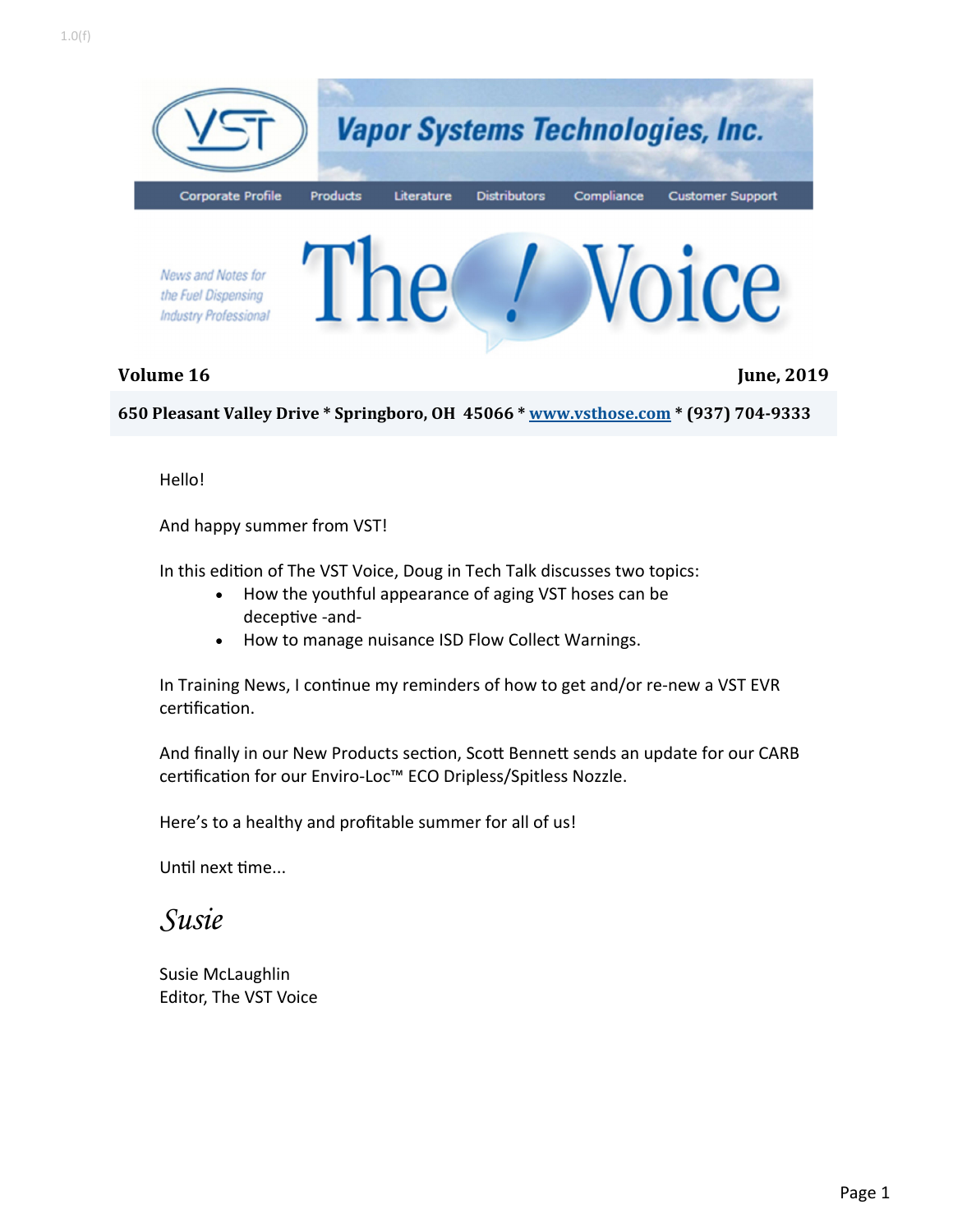# Vapor Systems Technologies, Inc.

Corporate Profile | Products | Literature | Distributors | Compliance | Customer Support

*News and Notes for the Fuel Dispensing Industry Professional*

# The Voice

**Volume 16** **June, 2019**

**650 Pleasant Valley Drive * Springboro, OH 45066 * [www.vsthose.com](http://www.vsthose.com) * (937) 704-9333**

Hello!

And happy summer from VST!

In this edition of The VST Voice, Doug in Tech Talk discusses two topics:

- How the youthful appearance of aging VST hoses can be deceptive -and-
- How to manage nuisance ISD Flow Collect Warnings.

In Training News, I continue my reminders of how to get and/or re-new a VST EVR certification.

And finally in our New Products section, Scott Bennett sends an update for our CARB certification for our Enviro-Loc™ ECO Dripless/Spitless Nozzle.

Here's to a healthy and profitable summer for all of us!

Until next time...

*Susie*

Susie McLaughlin
Editor, The VST Voice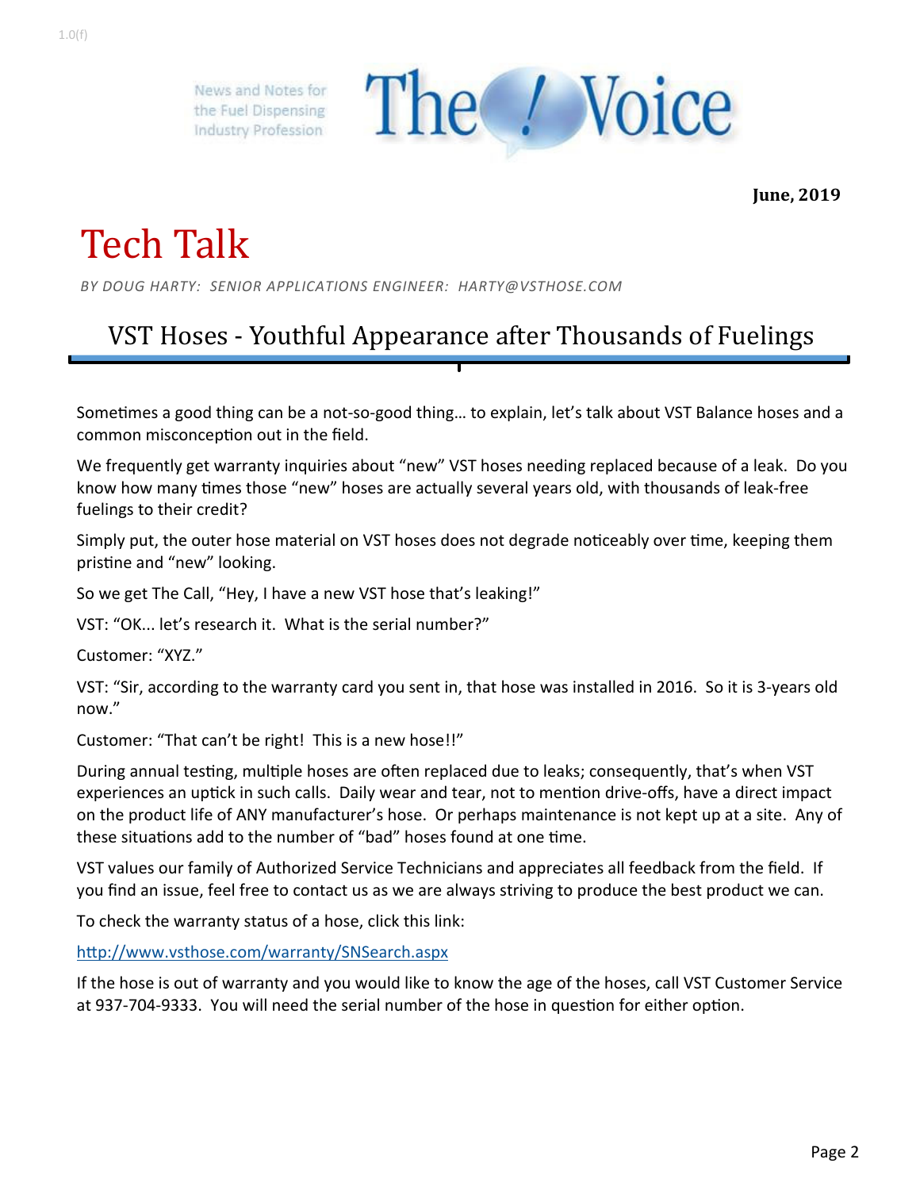News and Notes for the Fuel Dispensing Industry Profession

# The Voice

**June, 2019**

# Tech Talk

*BY DOUG HARTY: SENIOR APPLICATIONS ENGINEER: HARTY@VSTHOSE.COM*

## VST Hoses - Youthful Appearance after Thousands of Fuelings

Sometimes a good thing can be a not-so-good thing… to explain, let's talk about VST Balance hoses and a common misconception out in the field.

We frequently get warranty inquiries about "new" VST hoses needing replaced because of a leak. Do you know how many times those "new" hoses are actually several years old, with thousands of leak-free fuelings to their credit?

Simply put, the outer hose material on VST hoses does not degrade noticeably over time, keeping them pristine and "new" looking.

So we get The Call, "Hey, I have a new VST hose that's leaking!"

VST: "OK... let's research it. What is the serial number?"

Customer: "XYZ."

VST: "Sir, according to the warranty card you sent in, that hose was installed in 2016. So it is 3-years old now."

Customer: "That can't be right! This is a new hose!!"

During annual testing, multiple hoses are often replaced due to leaks; consequently, that's when VST experiences an uptick in such calls. Daily wear and tear, not to mention drive-offs, have a direct impact on the product life of ANY manufacturer's hose. Or perhaps maintenance is not kept up at a site. Any of these situations add to the number of "bad" hoses found at one time.

VST values our family of Authorized Service Technicians and appreciates all feedback from the field. If you find an issue, feel free to contact us as we are always striving to produce the best product we can.

To check the warranty status of a hose, click this link:

http://www.vsthose.com/warranty/SNSearch.aspx

If the hose is out of warranty and you would like to know the age of the hoses, call VST Customer Service at 937-704-9333. You will need the serial number of the hose in question for either option.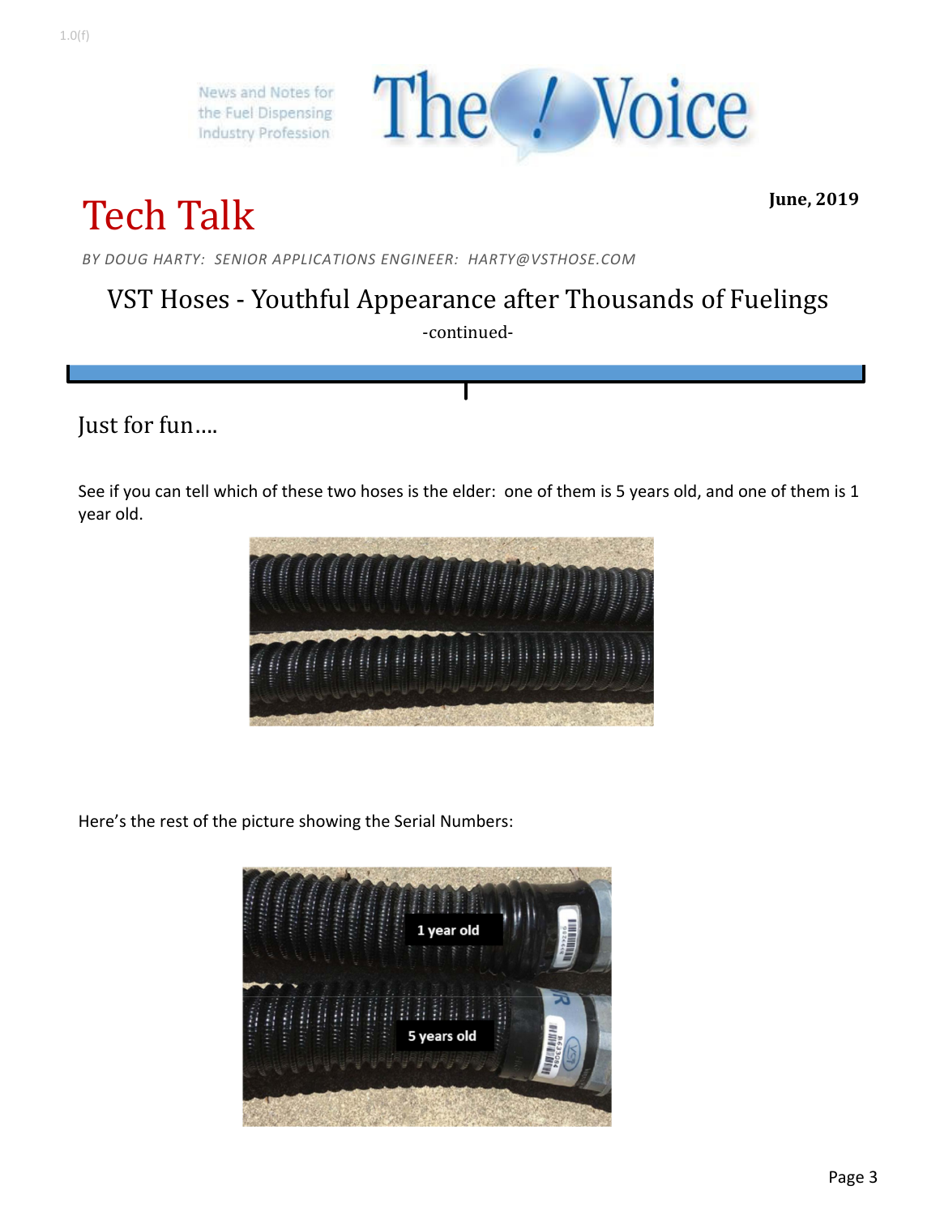# Tech Talk

June, 2019

*BY DOUG HARTY: SENIOR APPLICATIONS ENGINEER: HARTY@VSTHOSE.COM*

## VST Hoses - Youthful Appearance after Thousands of Fuelings

-continued-

### Just for fun….

See if you can tell which of these two hoses is the elder: one of them is 5 years old, and one of them is 1 year old.

Here's the rest of the picture showing the Serial Numbers: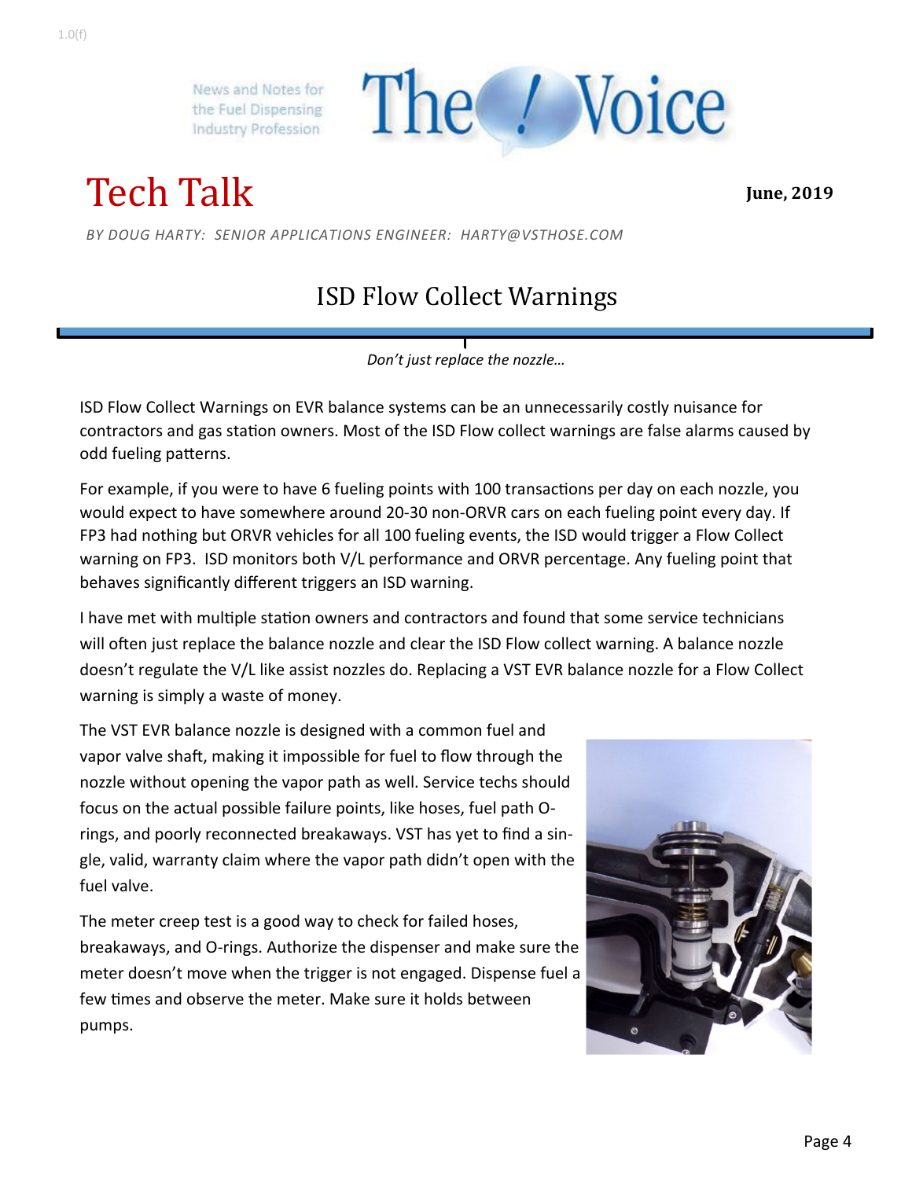News and Notes for the Fuel Dispensing Industry Profession

# The Voice

# Tech Talk

**June, 2019**

*BY DOUG HARTY: SENIOR APPLICATIONS ENGINEER: HARTY@VSTHOSE.COM*

## ISD Flow Collect Warnings

*Don't just replace the nozzle…*

ISD Flow Collect Warnings on EVR balance systems can be an unnecessarily costly nuisance for contractors and gas station owners. Most of the ISD Flow collect warnings are false alarms caused by odd fueling patterns.

For example, if you were to have 6 fueling points with 100 transactions per day on each nozzle, you would expect to have somewhere around 20-30 non-ORVR cars on each fueling point every day. If FP3 had nothing but ORVR vehicles for all 100 fueling events, the ISD would trigger a Flow Collect warning on FP3. ISD monitors both V/L performance and ORVR percentage. Any fueling point that behaves significantly different triggers an ISD warning.

I have met with multiple station owners and contractors and found that some service technicians will often just replace the balance nozzle and clear the ISD Flow collect warning. A balance nozzle doesn't regulate the V/L like assist nozzles do. Replacing a VST EVR balance nozzle for a Flow Collect warning is simply a waste of money.

The VST EVR balance nozzle is designed with a common fuel and vapor valve shaft, making it impossible for fuel to flow through the nozzle without opening the vapor path as well. Service techs should focus on the actual possible failure points, like hoses, fuel path O-rings, and poorly reconnected breakaways. VST has yet to find a single, valid, warranty claim where the vapor path didn't open with the fuel valve.

The meter creep test is a good way to check for failed hoses, breakaways, and O-rings. Authorize the dispenser and make sure the meter doesn't move when the trigger is not engaged. Dispense fuel a few times and observe the meter. Make sure it holds between pumps.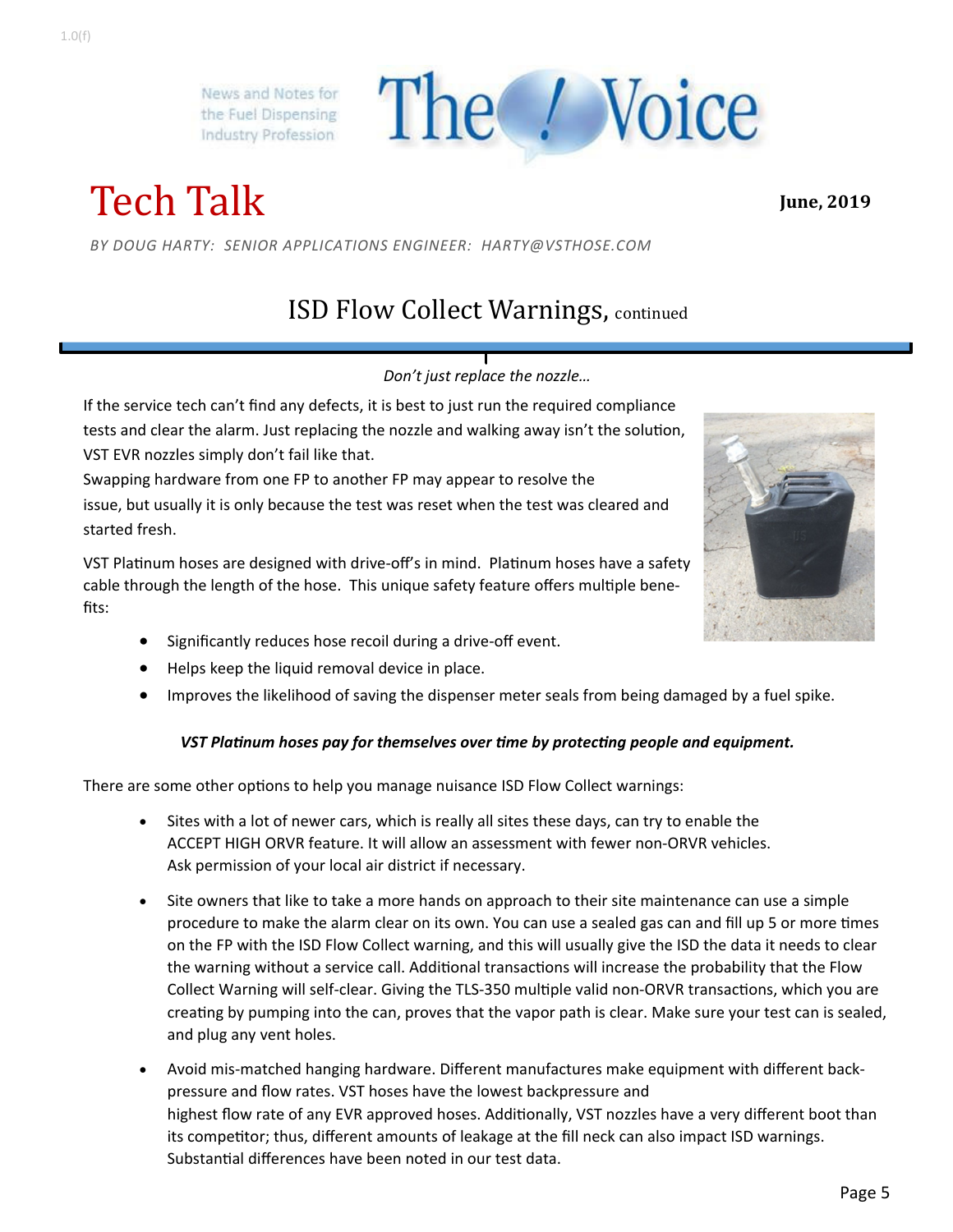# Tech Talk

**June, 2019**

*BY DOUG HARTY: SENIOR APPLICATIONS ENGINEER: HARTY@VSTHOSE.COM*

## ISD Flow Collect Warnings, continued

*Don't just replace the nozzle…*

If the service tech can't find any defects, it is best to just run the required compliance tests and clear the alarm. Just replacing the nozzle and walking away isn't the solution, VST EVR nozzles simply don't fail like that.

Swapping hardware from one FP to another FP may appear to resolve the issue, but usually it is only because the test was reset when the test was cleared and started fresh.

VST Platinum hoses are designed with drive-off's in mind. Platinum hoses have a safety cable through the length of the hose. This unique safety feature offers multiple benefits:

- Significantly reduces hose recoil during a drive-off event.
- Helps keep the liquid removal device in place.
- Improves the likelihood of saving the dispenser meter seals from being damaged by a fuel spike.

***VST Platinum hoses pay for themselves over time by protecting people and equipment.***

There are some other options to help you manage nuisance ISD Flow Collect warnings:

- Sites with a lot of newer cars, which is really all sites these days, can try to enable the ACCEPT HIGH ORVR feature. It will allow an assessment with fewer non-ORVR vehicles. Ask permission of your local air district if necessary.
- Site owners that like to take a more hands on approach to their site maintenance can use a simple procedure to make the alarm clear on its own. You can use a sealed gas can and fill up 5 or more times on the FP with the ISD Flow Collect warning, and this will usually give the ISD the data it needs to clear the warning without a service call. Additional transactions will increase the probability that the Flow Collect Warning will self-clear. Giving the TLS-350 multiple valid non-ORVR transactions, which you are creating by pumping into the can, proves that the vapor path is clear. Make sure your test can is sealed, and plug any vent holes.
- Avoid mis-matched hanging hardware. Different manufactures make equipment with different backpressure and flow rates. VST hoses have the lowest backpressure and highest flow rate of any EVR approved hoses. Additionally, VST nozzles have a very different boot than its competitor; thus, different amounts of leakage at the fill neck can also impact ISD warnings. Substantial differences have been noted in our test data.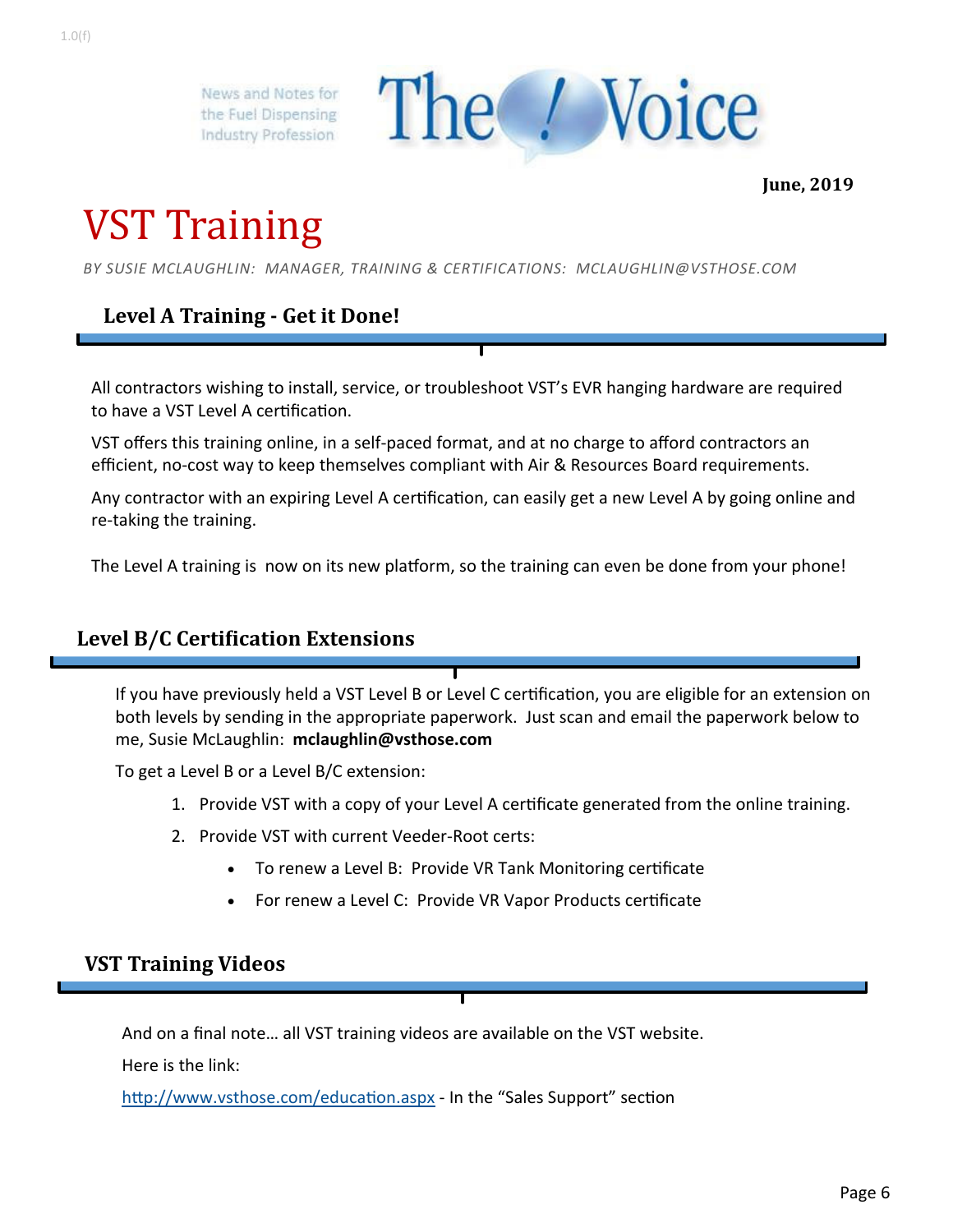News and Notes for the Fuel Dispensing Industry Profession

**The Voice**

**June, 2019**

# VST Training

*BY SUSIE MCLAUGHLIN: MANAGER, TRAINING & CERTIFICATIONS: MCLAUGHLIN@VSTHOSE.COM*

## Level A Training - Get it Done!

All contractors wishing to install, service, or troubleshoot VST's EVR hanging hardware are required to have a VST Level A certification.

VST offers this training online, in a self-paced format, and at no charge to afford contractors an efficient, no-cost way to keep themselves compliant with Air & Resources Board requirements.

Any contractor with an expiring Level A certification, can easily get a new Level A by going online and re-taking the training.

The Level A training is now on its new platform, so the training can even be done from your phone!

## Level B/C Certification Extensions

If you have previously held a VST Level B or Level C certification, you are eligible for an extension on both levels by sending in the appropriate paperwork. Just scan and email the paperwork below to me, Susie McLaughlin: **mclaughlin@vsthose.com**

To get a Level B or a Level B/C extension:

1. Provide VST with a copy of your Level A certificate generated from the online training.
2. Provide VST with current Veeder-Root certs:
   - To renew a Level B: Provide VR Tank Monitoring certificate
   - For renew a Level C: Provide VR Vapor Products certificate

## VST Training Videos

And on a final note… all VST training videos are available on the VST website.

Here is the link:

http://www.vsthose.com/education.aspx - In the "Sales Support" section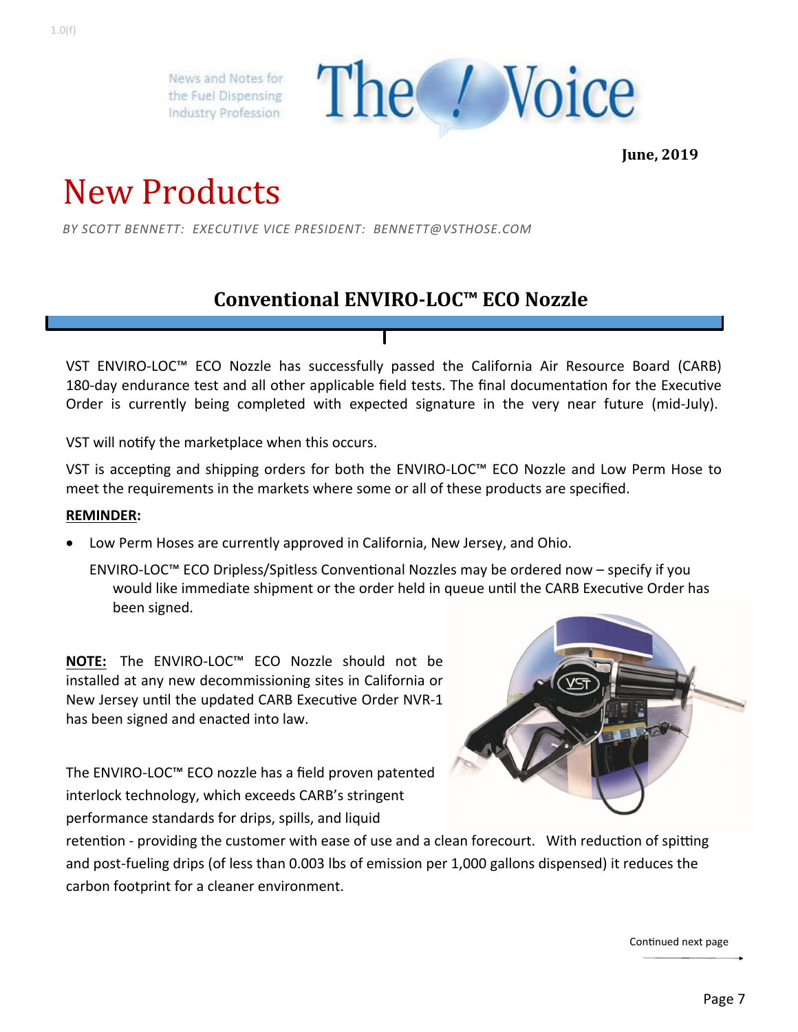# New Products

*BY SCOTT BENNETT: EXECUTIVE VICE PRESIDENT: BENNETT@VSTHOSE.COM*

## Conventional ENVIRO-LOC™ ECO Nozzle

VST ENVIRO-LOC™ ECO Nozzle has successfully passed the California Air Resource Board (CARB) 180-day endurance test and all other applicable field tests. The final documentation for the Executive Order is currently being completed with expected signature in the very near future (mid-July).

VST will notify the marketplace when this occurs.

VST is accepting and shipping orders for both the ENVIRO-LOC™ ECO Nozzle and Low Perm Hose to meet the requirements in the markets where some or all of these products are specified.

**REMINDER:**

- Low Perm Hoses are currently approved in California, New Jersey, and Ohio.

  ENVIRO-LOC™ ECO Dripless/Spitless Conventional Nozzles may be ordered now – specify if you would like immediate shipment or the order held in queue until the CARB Executive Order has been signed.

**NOTE:** The ENVIRO-LOC™ ECO Nozzle should not be installed at any new decommissioning sites in California or New Jersey until the updated CARB Executive Order NVR-1 has been signed and enacted into law.

The ENVIRO-LOC™ ECO nozzle has a field proven patented interlock technology, which exceeds CARB's stringent performance standards for drips, spills, and liquid retention - providing the customer with ease of use and a clean forecourt. With reduction of spitting and post-fueling drips (of less than 0.003 lbs of emission per 1,000 gallons dispensed) it reduces the carbon footprint for a cleaner environment.

Continued next page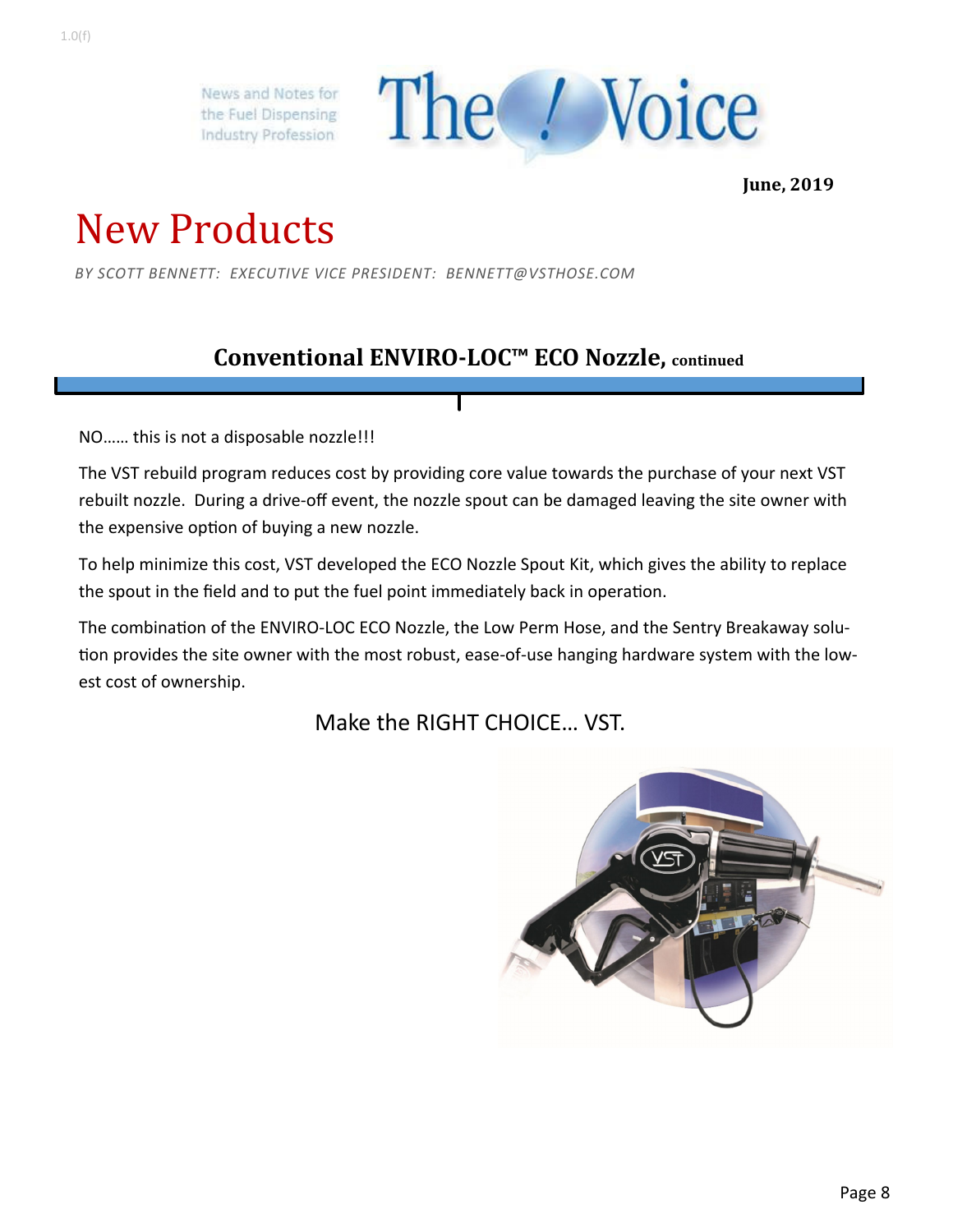News and Notes for the Fuel Dispensing Industry Profession

# The Voice

**June, 2019**

# New Products

*BY SCOTT BENNETT: EXECUTIVE VICE PRESIDENT: BENNETT@VSTHOSE.COM*

## Conventional ENVIRO-LOC™ ECO Nozzle, continued

NO…… this is not a disposable nozzle!!!

The VST rebuild program reduces cost by providing core value towards the purchase of your next VST rebuilt nozzle. During a drive-off event, the nozzle spout can be damaged leaving the site owner with the expensive option of buying a new nozzle.

To help minimize this cost, VST developed the ECO Nozzle Spout Kit, which gives the ability to replace the spout in the field and to put the fuel point immediately back in operation.

The combination of the ENVIRO-LOC ECO Nozzle, the Low Perm Hose, and the Sentry Breakaway solution provides the site owner with the most robust, ease-of-use hanging hardware system with the lowest cost of ownership.

Make the RIGHT CHOICE… VST.